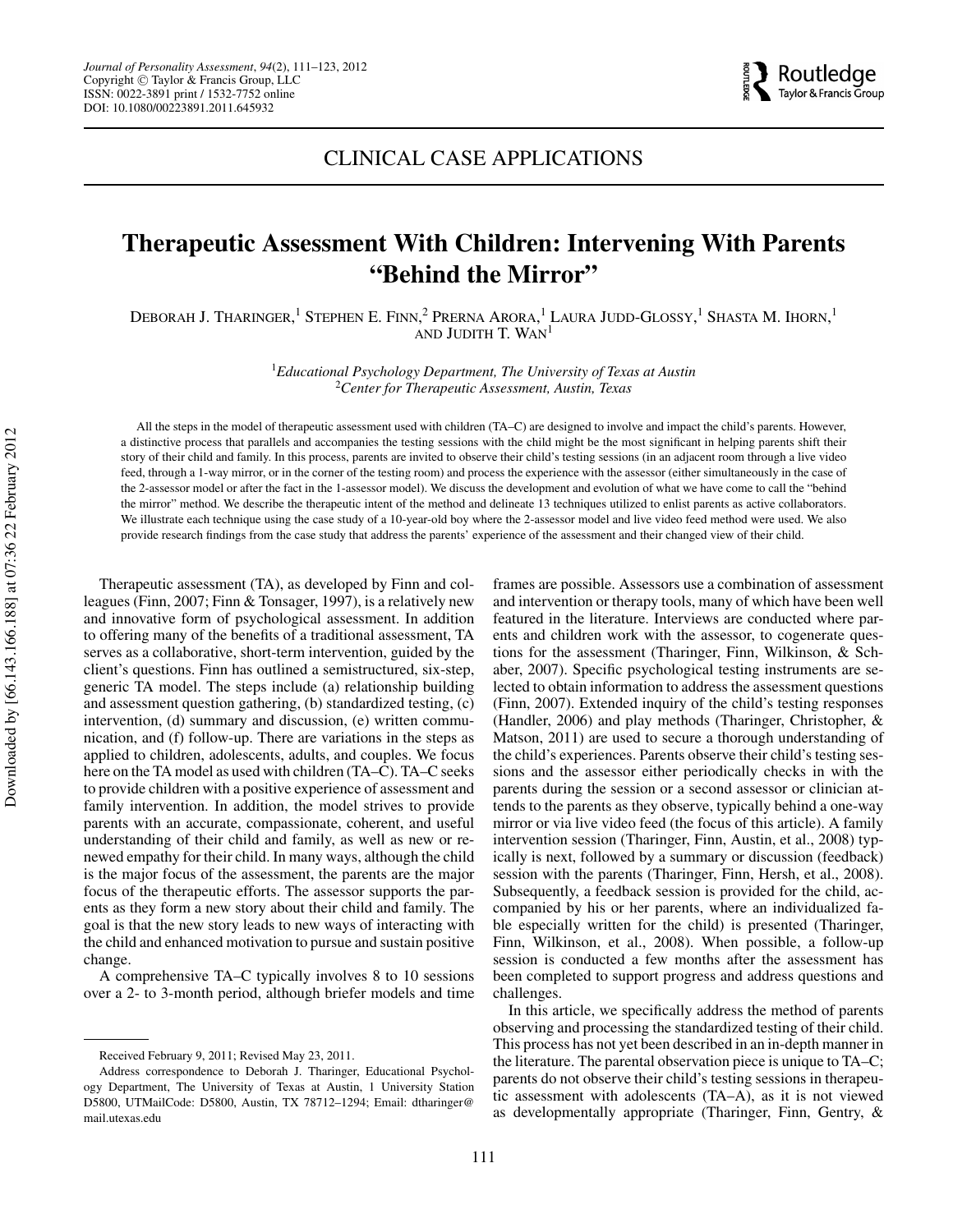CLINICAL CASE APPLICATIONS

# Therapeutic Assessment With Children: Intervening With Parents "Behind the Mirror"

DEBORAH J. THARINGER,[1] STEPHEN E. FINN,[2] PRERNA ARORA,[1] LAURA JUDD-GLOSSY,[1] SHASTA M. IHORN,[1] AND JUDITH T. WAN[1]

[1]*Educational Psychology Department, The University of Texas at Austin*
[2]*Center for Therapeutic Assessment, Austin, Texas*

All the steps in the model of therapeutic assessment used with children (TA–C) are designed to involve and impact the child's parents. However, a distinctive process that parallels and accompanies the testing sessions with the child might be the most significant in helping parents shift their story of their child and family. In this process, parents are invited to observe their child's testing sessions (in an adjacent room through a live video feed, through a 1-way mirror, or in the corner of the testing room) and process the experience with the assessor (either simultaneously in the case of the 2-assessor model or after the fact in the 1-assessor model). We discuss the development and evolution of what we have come to call the "behind the mirror" method. We describe the therapeutic intent of the method and delineate 13 techniques utilized to enlist parents as active collaborators. We illustrate each technique using the case study of a 10-year-old boy where the 2-assessor model and live video feed method were used. We also provide research findings from the case study that address the parents' experience of the assessment and their changed view of their child.

Therapeutic assessment (TA), as developed by Finn and colleagues (Finn, 2007; Finn & Tonsager, 1997), is a relatively new and innovative form of psychological assessment. In addition to offering many of the benefits of a traditional assessment, TA serves as a collaborative, short-term intervention, guided by the client's questions. Finn has outlined a semistructured, six-step, generic TA model. The steps include (a) relationship building and assessment question gathering, (b) standardized testing, (c) intervention, (d) summary and discussion, (e) written communication, and (f) follow-up. There are variations in the steps as applied to children, adolescents, adults, and couples. We focus here on the TA model as used with children (TA–C). TA–C seeks to provide children with a positive experience of assessment and family intervention. In addition, the model strives to provide parents with an accurate, compassionate, coherent, and useful understanding of their child and family, as well as new or renewed empathy for their child. In many ways, although the child is the major focus of the assessment, the parents are the major focus of the therapeutic efforts. The assessor supports the parents as they form a new story about their child and family. The goal is that the new story leads to new ways of interacting with the child and enhanced motivation to pursue and sustain positive change.

A comprehensive TA–C typically involves 8 to 10 sessions over a 2- to 3-month period, although briefer models and time frames are possible. Assessors use a combination of assessment and intervention or therapy tools, many of which have been well featured in the literature. Interviews are conducted where parents and children work with the assessor, to cogenerate questions for the assessment (Tharinger, Finn, Wilkinson, & Schaber, 2007). Specific psychological testing instruments are selected to obtain information to address the assessment questions (Finn, 2007). Extended inquiry of the child's testing responses (Handler, 2006) and play methods (Tharinger, Christopher, & Matson, 2011) are used to secure a thorough understanding of the child's experiences. Parents observe their child's testing sessions and the assessor either periodically checks in with the parents during the session or a second assessor or clinician attends to the parents as they observe, typically behind a one-way mirror or via live video feed (the focus of this article). A family intervention session (Tharinger, Finn, Austin, et al., 2008) typically is next, followed by a summary or discussion (feedback) session with the parents (Tharinger, Finn, Hersh, et al., 2008). Subsequently, a feedback session is provided for the child, accompanied by his or her parents, where an individualized fable especially written for the child) is presented (Tharinger, Finn, Wilkinson, et al., 2008). When possible, a follow-up session is conducted a few months after the assessment has been completed to support progress and address questions and challenges.

In this article, we specifically address the method of parents observing and processing the standardized testing of their child. This process has not yet been described in an in-depth manner in the literature. The parental observation piece is unique to TA–C; parents do not observe their child's testing sessions in therapeutic assessment with adolescents (TA–A), as it is not viewed as developmentally appropriate (Tharinger, Finn, Gentry, &

---

Received February 9, 2011; Revised May 23, 2011.

Address correspondence to Deborah J. Tharinger, Educational Psychology Department, The University of Texas at Austin, 1 University Station D5800, UTMailCode: D5800, Austin, TX 78712–1294; Email: dtharinger@mail.utexas.edu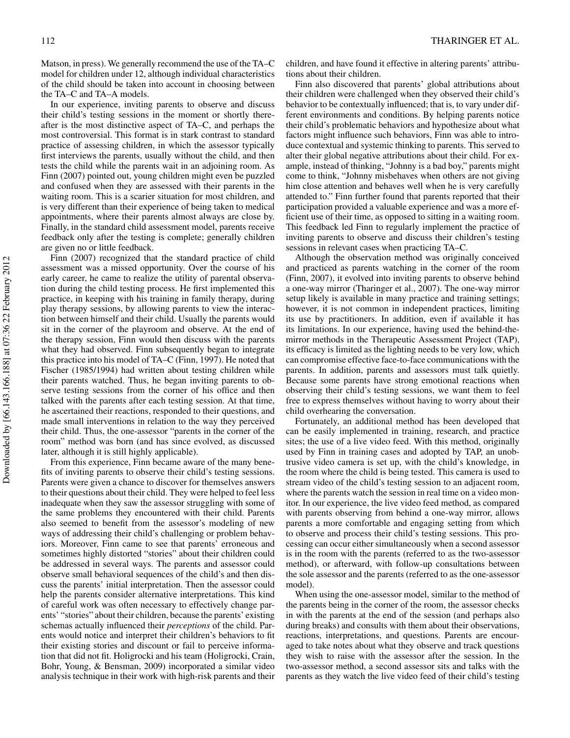Matson, in press). We generally recommend the use of the TA–C model for children under 12, although individual characteristics of the child should be taken into account in choosing between the TA–C and TA–A models.

In our experience, inviting parents to observe and discuss their child's testing sessions in the moment or shortly thereafter is the most distinctive aspect of TA–C, and perhaps the most controversial. This format is in stark contrast to standard practice of assessing children, in which the assessor typically first interviews the parents, usually without the child, and then tests the child while the parents wait in an adjoining room. As Finn (2007) pointed out, young children might even be puzzled and confused when they are assessed with their parents in the waiting room. This is a scarier situation for most children, and is very different than their experience of being taken to medical appointments, where their parents almost always are close by. Finally, in the standard child assessment model, parents receive feedback only after the testing is complete; generally children are given no or little feedback.

Finn (2007) recognized that the standard practice of child assessment was a missed opportunity. Over the course of his early career, he came to realize the utility of parental observation during the child testing process. He first implemented this practice, in keeping with his training in family therapy, during play therapy sessions, by allowing parents to view the interaction between himself and their child. Usually the parents would sit in the corner of the playroom and observe. At the end of the therapy session, Finn would then discuss with the parents what they had observed. Finn subsequently began to integrate this practice into his model of TA–C (Finn, 1997). He noted that Fischer (1985/1994) had written about testing children while their parents watched. Thus, he began inviting parents to observe testing sessions from the corner of his office and then talked with the parents after each testing session. At that time, he ascertained their reactions, responded to their questions, and made small interventions in relation to the way they perceived their child. Thus, the one-assessor "parents in the corner of the room" method was born (and has since evolved, as discussed later, although it is still highly applicable).

From this experience, Finn became aware of the many benefits of inviting parents to observe their child's testing sessions. Parents were given a chance to discover for themselves answers to their questions about their child. They were helped to feel less inadequate when they saw the assessor struggling with some of the same problems they encountered with their child. Parents also seemed to benefit from the assessor's modeling of new ways of addressing their child's challenging or problem behaviors. Moreover, Finn came to see that parents' erroneous and sometimes highly distorted "stories" about their children could be addressed in several ways. The parents and assessor could observe small behavioral sequences of the child's and then discuss the parents' initial interpretation. Then the assessor could help the parents consider alternative interpretations. This kind of careful work was often necessary to effectively change parents' "stories" about their children, because the parents' existing schemas actually influenced their *perceptions* of the child. Parents would notice and interpret their children's behaviors to fit their existing stories and discount or fail to perceive information that did not fit. Holigrocki and his team (Holigrocki, Crain, Bohr, Young, & Bensman, 2009) incorporated a similar video analysis technique in their work with high-risk parents and their children, and have found it effective in altering parents' attributions about their children.

Finn also discovered that parents' global attributions about their children were challenged when they observed their child's behavior to be contextually influenced; that is, to vary under different environments and conditions. By helping parents notice their child's problematic behaviors and hypothesize about what factors might influence such behaviors, Finn was able to introduce contextual and systemic thinking to parents. This served to alter their global negative attributions about their child. For example, instead of thinking, "Johnny is a bad boy," parents might come to think, "Johnny misbehaves when others are not giving him close attention and behaves well when he is very carefully attended to." Finn further found that parents reported that their participation provided a valuable experience and was a more efficient use of their time, as opposed to sitting in a waiting room. This feedback led Finn to regularly implement the practice of inviting parents to observe and discuss their children's testing sessions in relevant cases when practicing TA–C.

Although the observation method was originally conceived and practiced as parents watching in the corner of the room (Finn, 2007), it evolved into inviting parents to observe behind a one-way mirror (Tharinger et al., 2007). The one-way mirror setup likely is available in many practice and training settings; however, it is not common in independent practices, limiting its use by practitioners. In addition, even if available it has its limitations. In our experience, having used the behind-the-mirror methods in the Therapeutic Assessment Project (TAP), its efficacy is limited as the lighting needs to be very low, which can compromise effective face-to-face communications with the parents. In addition, parents and assessors must talk quietly. Because some parents have strong emotional reactions when observing their child's testing sessions, we want them to feel free to express themselves without having to worry about their child overhearing the conversation.

Fortunately, an additional method has been developed that can be easily implemented in training, research, and practice sites; the use of a live video feed. With this method, originally used by Finn in training cases and adopted by TAP, an unobtrusive video camera is set up, with the child's knowledge, in the room where the child is being tested. This camera is used to stream video of the child's testing session to an adjacent room, where the parents watch the session in real time on a video monitor. In our experience, the live video feed method, as compared with parents observing from behind a one-way mirror, allows parents a more comfortable and engaging setting from which to observe and process their child's testing sessions. This processing can occur either simultaneously when a second assessor is in the room with the parents (referred to as the two-assessor method), or afterward, with follow-up consultations between the sole assessor and the parents (referred to as the one-assessor model).

When using the one-assessor model, similar to the method of the parents being in the corner of the room, the assessor checks in with the parents at the end of the session (and perhaps also during breaks) and consults with them about their observations, reactions, interpretations, and questions. Parents are encouraged to take notes about what they observe and track questions they wish to raise with the assessor after the session. In the two-assessor method, a second assessor sits and talks with the parents as they watch the live video feed of their child's testing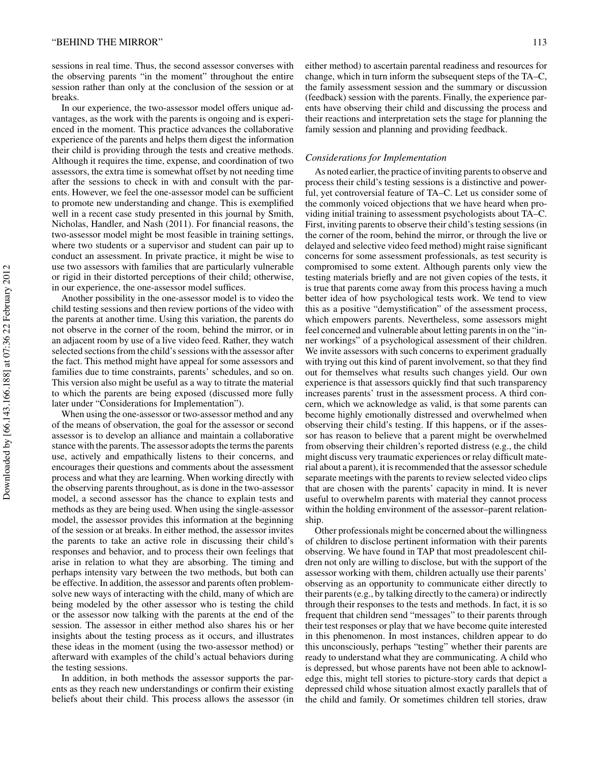sessions in real time. Thus, the second assessor converses with the observing parents "in the moment" throughout the entire session rather than only at the conclusion of the session or at breaks.

In our experience, the two-assessor model offers unique advantages, as the work with the parents is ongoing and is experienced in the moment. This practice advances the collaborative experience of the parents and helps them digest the information their child is providing through the tests and creative methods. Although it requires the time, expense, and coordination of two assessors, the extra time is somewhat offset by not needing time after the sessions to check in with and consult with the parents. However, we feel the one-assessor model can be sufficient to promote new understanding and change. This is exemplified well in a recent case study presented in this journal by Smith, Nicholas, Handler, and Nash (2011). For financial reasons, the two-assessor model might be most feasible in training settings, where two students or a supervisor and student can pair up to conduct an assessment. In private practice, it might be wise to use two assessors with families that are particularly vulnerable or rigid in their distorted perceptions of their child; otherwise, in our experience, the one-assessor model suffices.

Another possibility in the one-assessor model is to video the child testing sessions and then review portions of the video with the parents at another time. Using this variation, the parents do not observe in the corner of the room, behind the mirror, or in an adjacent room by use of a live video feed. Rather, they watch selected sections from the child's sessions with the assessor after the fact. This method might have appeal for some assessors and families due to time constraints, parents' schedules, and so on. This version also might be useful as a way to titrate the material to which the parents are being exposed (discussed more fully later under "Considerations for Implementation").

When using the one-assessor or two-assessor method and any of the means of observation, the goal for the assessor or second assessor is to develop an alliance and maintain a collaborative stance with the parents. The assessor adopts the terms the parents use, actively and empathically listens to their concerns, and encourages their questions and comments about the assessment process and what they are learning. When working directly with the observing parents throughout, as is done in the two-assessor model, a second assessor has the chance to explain tests and methods as they are being used. When using the single-assessor model, the assessor provides this information at the beginning of the session or at breaks. In either method, the assessor invites the parents to take an active role in discussing their child's responses and behavior, and to process their own feelings that arise in relation to what they are absorbing. The timing and perhaps intensity vary between the two methods, but both can be effective. In addition, the assessor and parents often problem-solve new ways of interacting with the child, many of which are being modeled by the other assessor who is testing the child or the assessor now talking with the parents at the end of the session. The assessor in either method also shares his or her insights about the testing process as it occurs, and illustrates these ideas in the moment (using the two-assessor method) or afterward with examples of the child's actual behaviors during the testing sessions.

In addition, in both methods the assessor supports the parents as they reach new understandings or confirm their existing beliefs about their child. This process allows the assessor (in either method) to ascertain parental readiness and resources for change, which in turn inform the subsequent steps of the TA–C, the family assessment session and the summary or discussion (feedback) session with the parents. Finally, the experience parents have observing their child and discussing the process and their reactions and interpretation sets the stage for planning the family session and planning and providing feedback.

### *Considerations for Implementation*

As noted earlier, the practice of inviting parents to observe and process their child's testing sessions is a distinctive and powerful, yet controversial feature of TA–C. Let us consider some of the commonly voiced objections that we have heard when providing initial training to assessment psychologists about TA–C. First, inviting parents to observe their child's testing sessions (in the corner of the room, behind the mirror, or through the live or delayed and selective video feed method) might raise significant concerns for some assessment professionals, as test security is compromised to some extent. Although parents only view the testing materials briefly and are not given copies of the tests, it is true that parents come away from this process having a much better idea of how psychological tests work. We tend to view this as a positive "demystification" of the assessment process, which empowers parents. Nevertheless, some assessors might feel concerned and vulnerable about letting parents in on the "inner workings" of a psychological assessment of their children. We invite assessors with such concerns to experiment gradually with trying out this kind of parent involvement, so that they find out for themselves what results such changes yield. Our own experience is that assessors quickly find that such transparency increases parents' trust in the assessment process. A third concern, which we acknowledge as valid, is that some parents can become highly emotionally distressed and overwhelmed when observing their child's testing. If this happens, or if the assessor has reason to believe that a parent might be overwhelmed from observing their children's reported distress (e.g., the child might discuss very traumatic experiences or relay difficult material about a parent), it is recommended that the assessor schedule separate meetings with the parents to review selected video clips that are chosen with the parents' capacity in mind. It is never useful to overwhelm parents with material they cannot process within the holding environment of the assessor–parent relationship.

Other professionals might be concerned about the willingness of children to disclose pertinent information with their parents observing. We have found in TAP that most preadolescent children not only are willing to disclose, but with the support of the assessor working with them, children actually use their parents' observing as an opportunity to communicate either directly to their parents (e.g., by talking directly to the camera) or indirectly through their responses to the tests and methods. In fact, it is so frequent that children send "messages" to their parents through their test responses or play that we have become quite interested in this phenomenon. In most instances, children appear to do this unconsciously, perhaps "testing" whether their parents are ready to understand what they are communicating. A child who is depressed, but whose parents have not been able to acknowledge this, might tell stories to picture-story cards that depict a depressed child whose situation almost exactly parallels that of the child and family. Or sometimes children tell stories, draw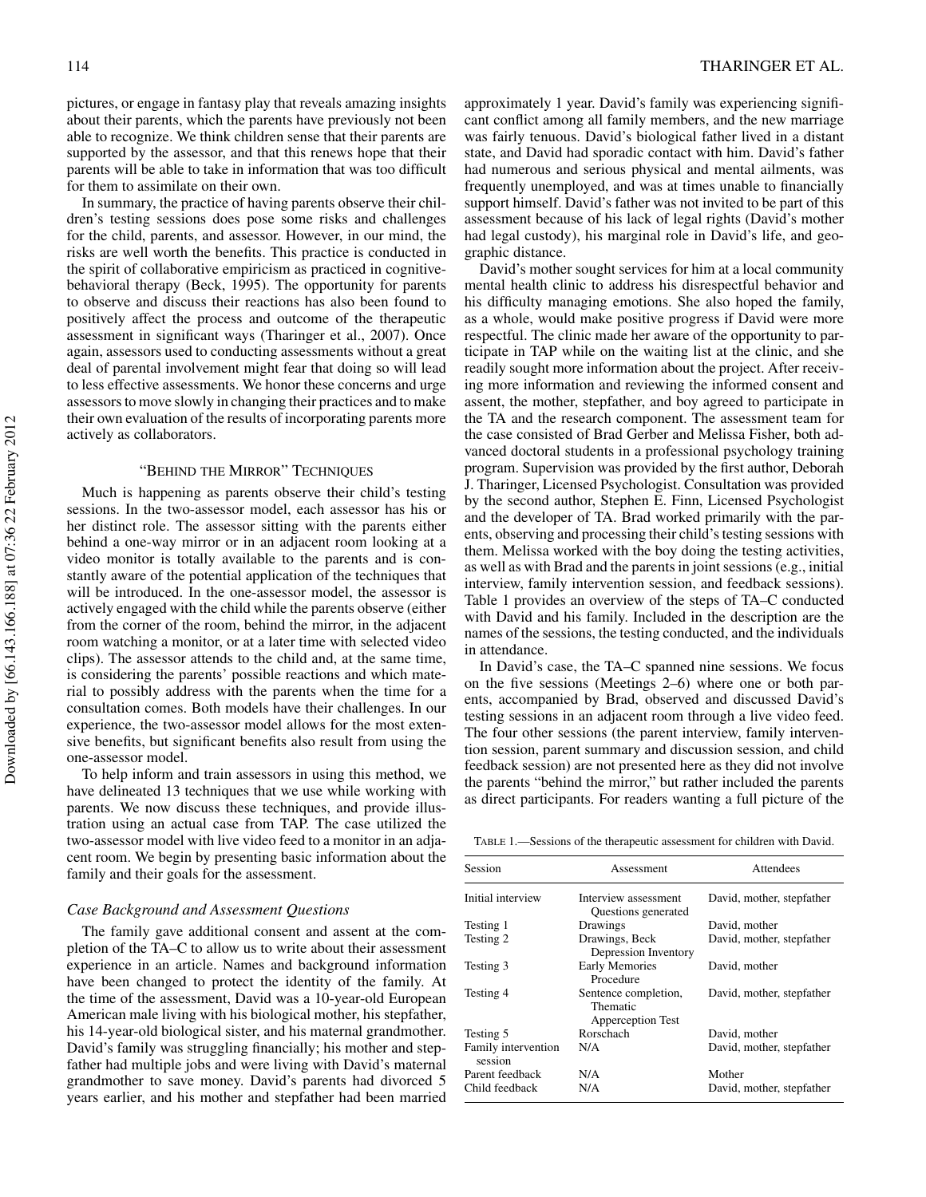pictures, or engage in fantasy play that reveals amazing insights about their parents, which the parents have previously not been able to recognize. We think children sense that their parents are supported by the assessor, and that this renews hope that their parents will be able to take in information that was too difficult for them to assimilate on their own.

In summary, the practice of having parents observe their children's testing sessions does pose some risks and challenges for the child, parents, and assessor. However, in our mind, the risks are well worth the benefits. This practice is conducted in the spirit of collaborative empiricism as practiced in cognitive-behavioral therapy (Beck, 1995). The opportunity for parents to observe and discuss their reactions has also been found to positively affect the process and outcome of the therapeutic assessment in significant ways (Tharinger et al., 2007). Once again, assessors used to conducting assessments without a great deal of parental involvement might fear that doing so will lead to less effective assessments. We honor these concerns and urge assessors to move slowly in changing their practices and to make their own evaluation of the results of incorporating parents more actively as collaborators.

## "Behind the Mirror" Techniques

Much is happening as parents observe their child's testing sessions. In the two-assessor model, each assessor has his or her distinct role. The assessor sitting with the parents either behind a one-way mirror or in an adjacent room looking at a video monitor is totally available to the parents and is constantly aware of the potential application of the techniques that will be introduced. In the one-assessor model, the assessor is actively engaged with the child while the parents observe (either from the corner of the room, behind the mirror, in the adjacent room watching a monitor, or at a later time with selected video clips). The assessor attends to the child and, at the same time, is considering the parents' possible reactions and which material to possibly address with the parents when the time for a consultation comes. Both models have their challenges. In our experience, the two-assessor model allows for the most extensive benefits, but significant benefits also result from using the one-assessor model.

To help inform and train assessors in using this method, we have delineated 13 techniques that we use while working with parents. We now discuss these techniques, and provide illustration using an actual case from TAP. The case utilized the two-assessor model with live video feed to a monitor in an adjacent room. We begin by presenting basic information about the family and their goals for the assessment.

### *Case Background and Assessment Questions*

The family gave additional consent and assent at the completion of the TA–C to allow us to write about their assessment experience in an article. Names and background information have been changed to protect the identity of the family. At the time of the assessment, David was a 10-year-old European American male living with his biological mother, his stepfather, his 14-year-old biological sister, and his maternal grandmother. David's family was struggling financially; his mother and stepfather had multiple jobs and were living with David's maternal grandmother to save money. David's parents had divorced 5 years earlier, and his mother and stepfather had been married approximately 1 year. David's family was experiencing significant conflict among all family members, and the new marriage was fairly tenuous. David's biological father lived in a distant state, and David had sporadic contact with him. David's father had numerous and serious physical and mental ailments, was frequently unemployed, and was at times unable to financially support himself. David's father was not invited to be part of this assessment because of his lack of legal rights (David's mother had legal custody), his marginal role in David's life, and geographic distance.

David's mother sought services for him at a local community mental health clinic to address his disrespectful behavior and his difficulty managing emotions. She also hoped the family, as a whole, would make positive progress if David were more respectful. The clinic made her aware of the opportunity to participate in TAP while on the waiting list at the clinic, and she readily sought more information about the project. After receiving more information and reviewing the informed consent and assent, the mother, stepfather, and boy agreed to participate in the TA and the research component. The assessment team for the case consisted of Brad Gerber and Melissa Fisher, both advanced doctoral students in a professional psychology training program. Supervision was provided by the first author, Deborah J. Tharinger, Licensed Psychologist. Consultation was provided by the second author, Stephen E. Finn, Licensed Psychologist and the developer of TA. Brad worked primarily with the parents, observing and processing their child's testing sessions with them. Melissa worked with the boy doing the testing activities, as well as with Brad and the parents in joint sessions (e.g., initial interview, family intervention session, and feedback sessions). Table 1 provides an overview of the steps of TA–C conducted with David and his family. Included in the description are the names of the sessions, the testing conducted, and the individuals in attendance.

In David's case, the TA–C spanned nine sessions. We focus on the five sessions (Meetings 2–6) where one or both parents, accompanied by Brad, observed and discussed David's testing sessions in an adjacent room through a live video feed. The four other sessions (the parent interview, family intervention session, parent summary and discussion session, and child feedback session) are not presented here as they did not involve the parents "behind the mirror," but rather included the parents as direct participants. For readers wanting a full picture of the

Table 1.—Sessions of the therapeutic assessment for children with David.

| Session | Assessment | Attendees |
|---|---|---|
| Initial interview | Interview assessment Questions generated | David, mother, stepfather |
| Testing 1 | Drawings | David, mother |
| Testing 2 | Drawings, Beck Depression Inventory | David, mother, stepfather |
| Testing 3 | Early Memories Procedure | David, mother |
| Testing 4 | Sentence completion, Thematic Apperception Test | David, mother, stepfather |
| Testing 5 | Rorschach | David, mother |
| Family intervention session | N/A | David, mother, stepfather |
| Parent feedback | N/A | Mother |
| Child feedback | N/A | David, mother, stepfather |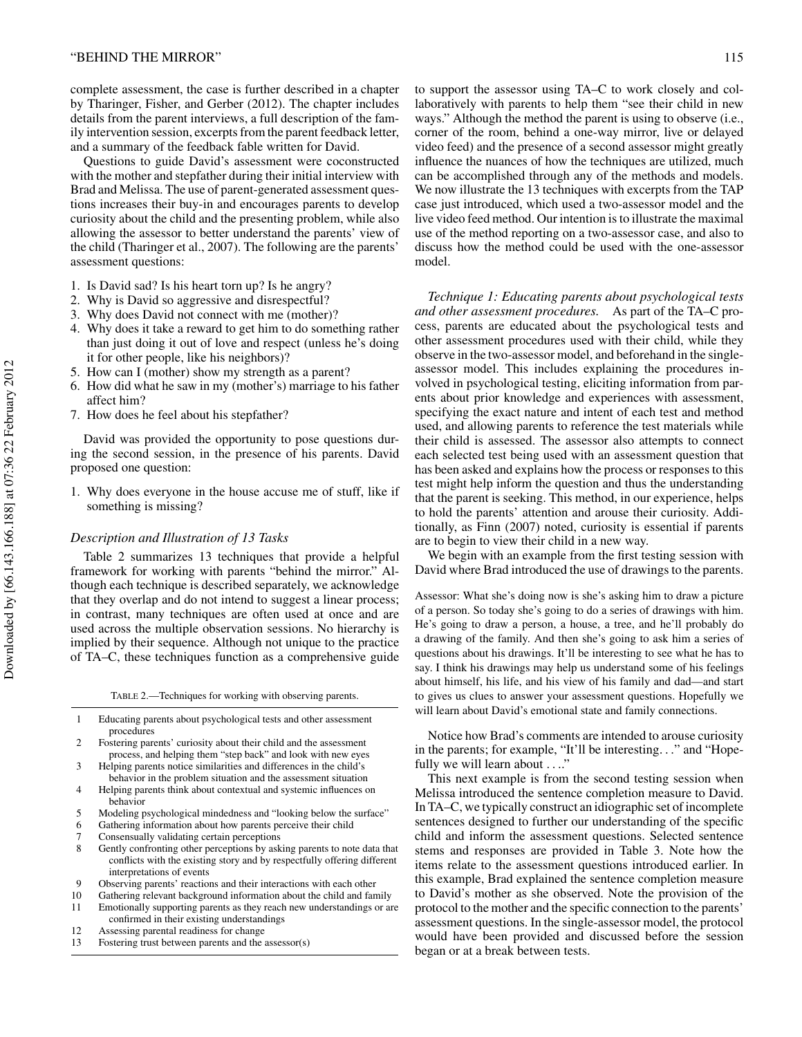complete assessment, the case is further described in a chapter by Tharinger, Fisher, and Gerber (2012). The chapter includes details from the parent interviews, a full description of the family intervention session, excerpts from the parent feedback letter, and a summary of the feedback fable written for David.

Questions to guide David's assessment were coconstructed with the mother and stepfather during their initial interview with Brad and Melissa. The use of parent-generated assessment questions increases their buy-in and encourages parents to develop curiosity about the child and the presenting problem, while also allowing the assessor to better understand the parents' view of the child (Tharinger et al., 2007). The following are the parents' assessment questions:

1. Is David sad? Is his heart torn up? Is he angry?
2. Why is David so aggressive and disrespectful?
3. Why does David not connect with me (mother)?
4. Why does it take a reward to get him to do something rather than just doing it out of love and respect (unless he's doing it for other people, like his neighbors)?
5. How can I (mother) show my strength as a parent?
6. How did what he saw in my (mother's) marriage to his father affect him?
7. How does he feel about his stepfather?

David was provided the opportunity to pose questions during the second session, in the presence of his parents. David proposed one question:

1. Why does everyone in the house accuse me of stuff, like if something is missing?

### *Description and Illustration of 13 Tasks*

Table 2 summarizes 13 techniques that provide a helpful framework for working with parents "behind the mirror." Although each technique is described separately, we acknowledge that they overlap and do not intend to suggest a linear process; in contrast, many techniques are often used at once and are used across the multiple observation sessions. No hierarchy is implied by their sequence. Although not unique to the practice of TA–C, these techniques function as a comprehensive guide to support the assessor using TA–C to work closely and collaboratively with parents to help them "see their child in new ways." Although the method the parent is using to observe (i.e., corner of the room, behind a one-way mirror, live or delayed video feed) and the presence of a second assessor might greatly influence the nuances of how the techniques are utilized, much can be accomplished through any of the methods and models. We now illustrate the 13 techniques with excerpts from the TAP case just introduced, which used a two-assessor model and the live video feed method. Our intention is to illustrate the maximal use of the method reporting on a two-assessor case, and also to discuss how the method could be used with the one-assessor model.

TABLE 2.—Techniques for working with observing parents.

| | |
|---|---|
| 1 | Educating parents about psychological tests and other assessment procedures |
| 2 | Fostering parents' curiosity about their child and the assessment process, and helping them "step back" and look with new eyes |
| 3 | Helping parents notice similarities and differences in the child's behavior in the problem situation and the assessment situation |
| 4 | Helping parents think about contextual and systemic influences on behavior |
| 5 | Modeling psychological mindedness and "looking below the surface" |
| 6 | Gathering information about how parents perceive their child |
| 7 | Consensually validating certain perceptions |
| 8 | Gently confronting other perceptions by asking parents to note data that conflicts with the existing story and by respectfully offering different interpretations of events |
| 9 | Observing parents' reactions and their interactions with each other |
| 10 | Gathering relevant background information about the child and family |
| 11 | Emotionally supporting parents as they reach new understandings or are confirmed in their existing understandings |
| 12 | Assessing parental readiness for change |
| 13 | Fostering trust between parents and the assessor(s) |

*Technique 1: Educating parents about psychological tests and other assessment procedures.* As part of the TA–C process, parents are educated about the psychological tests and other assessment procedures used with their child, while they observe in the two-assessor model, and beforehand in the single-assessor model. This includes explaining the procedures involved in psychological testing, eliciting information from parents about prior knowledge and experiences with assessment, specifying the exact nature and intent of each test and method used, and allowing parents to reference the test materials while their child is assessed. The assessor also attempts to connect each selected test being used with an assessment question that has been asked and explains how the process or responses to this test might help inform the question and thus the understanding that the parent is seeking. This method, in our experience, helps to hold the parents' attention and arouse their curiosity. Additionally, as Finn (2007) noted, curiosity is essential if parents are to begin to view their child in a new way.

We begin with an example from the first testing session with David where Brad introduced the use of drawings to the parents.

> Assessor: What she's doing now is she's asking him to draw a picture of a person. So today she's going to do a series of drawings with him. He's going to draw a person, a house, a tree, and he'll probably do a drawing of the family. And then she's going to ask him a series of questions about his drawings. It'll be interesting to see what he has to say. I think his drawings may help us understand some of his feelings about himself, his life, and his view of his family and dad—and start to gives us clues to answer your assessment questions. Hopefully we will learn about David's emotional state and family connections.

Notice how Brad's comments are intended to arouse curiosity in the parents; for example, "It'll be interesting. . ." and "Hopefully we will learn about . . . ."

This next example is from the second testing session when Melissa introduced the sentence completion measure to David. In TA–C, we typically construct an idiographic set of incomplete sentences designed to further our understanding of the specific child and inform the assessment questions. Selected sentence stems and responses are provided in Table 3. Note how the items relate to the assessment questions introduced earlier. In this example, Brad explained the sentence completion measure to David's mother as she observed. Note the provision of the protocol to the mother and the specific connection to the parents' assessment questions. In the single-assessor model, the protocol would have been provided and discussed before the session began or at a break between tests.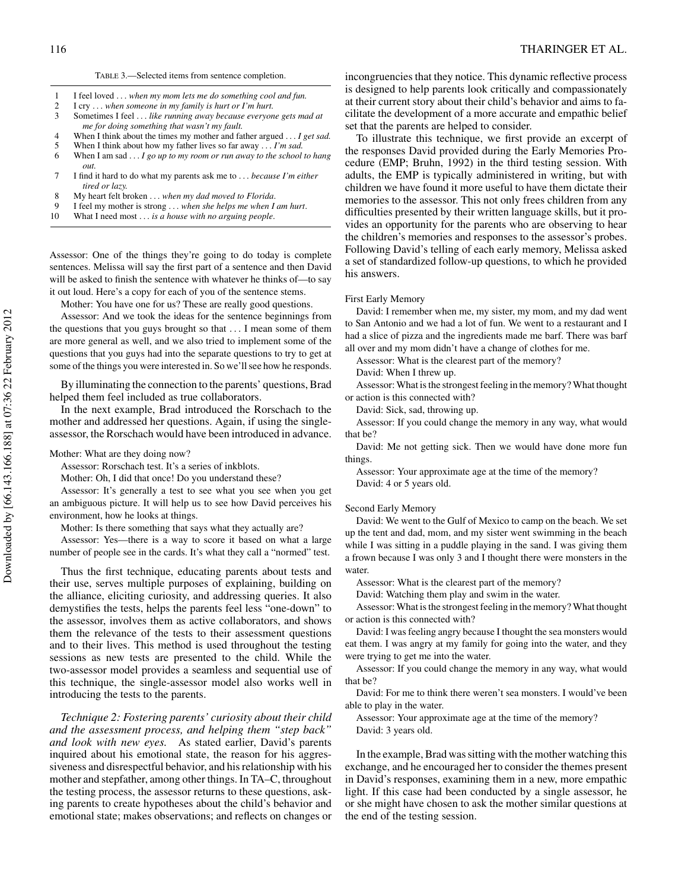TABLE 3.—Selected items from sentence completion.

| | |
|---|---|
| 1 | I feel loved . . . *when my mom lets me do something cool and fun.* |
| 2 | I cry . . . *when someone in my family is hurt or I'm hurt.* |
| 3 | Sometimes I feel . . . *like running away because everyone gets mad at me for doing something that wasn't my fault.* |
| 4 | When I think about the times my mother and father argued . . . *I get sad.* |
| 5 | When I think about how my father lives so far away . . . *I'm sad.* |
| 6 | When I am sad . . . *I go up to my room or run away to the school to hang out.* |
| 7 | I find it hard to do what my parents ask me to . . . *because I'm either tired or lazy.* |
| 8 | My heart felt broken . . . *when my dad moved to Florida.* |
| 9 | I feel my mother is strong . . . *when she helps me when I am hurt.* |
| 10 | What I need most . . . *is a house with no arguing people.* |

Assessor: One of the things they're going to do today is complete sentences. Melissa will say the first part of a sentence and then David will be asked to finish the sentence with whatever he thinks of—to say it out loud. Here's a copy for each of you of the sentence stems.

Mother: You have one for us? These are really good questions.

Assessor: And we took the ideas for the sentence beginnings from the questions that you guys brought so that . . . I mean some of them are more general as well, and we also tried to implement some of the questions that you guys had into the separate questions to try to get at some of the things you were interested in. So we'll see how he responds.

By illuminating the connection to the parents' questions, Brad helped them feel included as true collaborators.

In the next example, Brad introduced the Rorschach to the mother and addressed her questions. Again, if using the single-assessor, the Rorschach would have been introduced in advance.

Mother: What are they doing now?

Assessor: Rorschach test. It's a series of inkblots.

Mother: Oh, I did that once! Do you understand these?

Assessor: It's generally a test to see what you see when you get an ambiguous picture. It will help us to see how David perceives his environment, how he looks at things.

Mother: Is there something that says what they actually are?

Assessor: Yes—there is a way to score it based on what a large number of people see in the cards. It's what they call a "normed" test.

Thus the first technique, educating parents about tests and their use, serves multiple purposes of explaining, building on the alliance, eliciting curiosity, and addressing queries. It also demystifies the tests, helps the parents feel less "one-down" to the assessor, involves them as active collaborators, and shows them the relevance of the tests to their assessment questions and to their lives. This method is used throughout the testing sessions as new tests are presented to the child. While the two-assessor model provides a seamless and sequential use of this technique, the single-assessor model also works well in introducing the tests to the parents.

*Technique 2: Fostering parents' curiosity about their child and the assessment process, and helping them "step back" and look with new eyes.* As stated earlier, David's parents inquired about his emotional state, the reason for his aggressiveness and disrespectful behavior, and his relationship with his mother and stepfather, among other things. In TA–C, throughout the testing process, the assessor returns to these questions, asking parents to create hypotheses about the child's behavior and emotional state; makes observations; and reflects on changes or incongruencies that they notice. This dynamic reflective process is designed to help parents look critically and compassionately at their current story about their child's behavior and aims to facilitate the development of a more accurate and empathic belief set that the parents are helped to consider.

To illustrate this technique, we first provide an excerpt of the responses David provided during the Early Memories Procedure (EMP; Bruhn, 1992) in the third testing session. With adults, the EMP is typically administered in writing, but with children we have found it more useful to have them dictate their memories to the assessor. This not only frees children from any difficulties presented by their written language skills, but it provides an opportunity for the parents who are observing to hear the children's memories and responses to the assessor's probes. Following David's telling of each early memory, Melissa asked a set of standardized follow-up questions, to which he provided his answers.

First Early Memory

David: I remember when me, my sister, my mom, and my dad went to San Antonio and we had a lot of fun. We went to a restaurant and I had a slice of pizza and the ingredients made me barf. There was barf all over and my mom didn't have a change of clothes for me.

Assessor: What is the clearest part of the memory?

David: When I threw up.

Assessor: What is the strongest feeling in the memory? What thought or action is this connected with?

David: Sick, sad, throwing up.

Assessor: If you could change the memory in any way, what would that be?

David: Me not getting sick. Then we would have done more fun things.

Assessor: Your approximate age at the time of the memory?

David: 4 or 5 years old.

Second Early Memory

David: We went to the Gulf of Mexico to camp on the beach. We set up the tent and dad, mom, and my sister went swimming in the beach while I was sitting in a puddle playing in the sand. I was giving them a frown because I was only 3 and I thought there were monsters in the water.

Assessor: What is the clearest part of the memory?

David: Watching them play and swim in the water.

Assessor: What is the strongest feeling in the memory? What thought or action is this connected with?

David: I was feeling angry because I thought the sea monsters would eat them. I was angry at my family for going into the water, and they were trying to get me into the water.

Assessor: If you could change the memory in any way, what would that be?

David: For me to think there weren't sea monsters. I would've been able to play in the water.

Assessor: Your approximate age at the time of the memory?

David: 3 years old.

In the example, Brad was sitting with the mother watching this exchange, and he encouraged her to consider the themes present in David's responses, examining them in a new, more empathic light. If this case had been conducted by a single assessor, he or she might have chosen to ask the mother similar questions at the end of the testing session.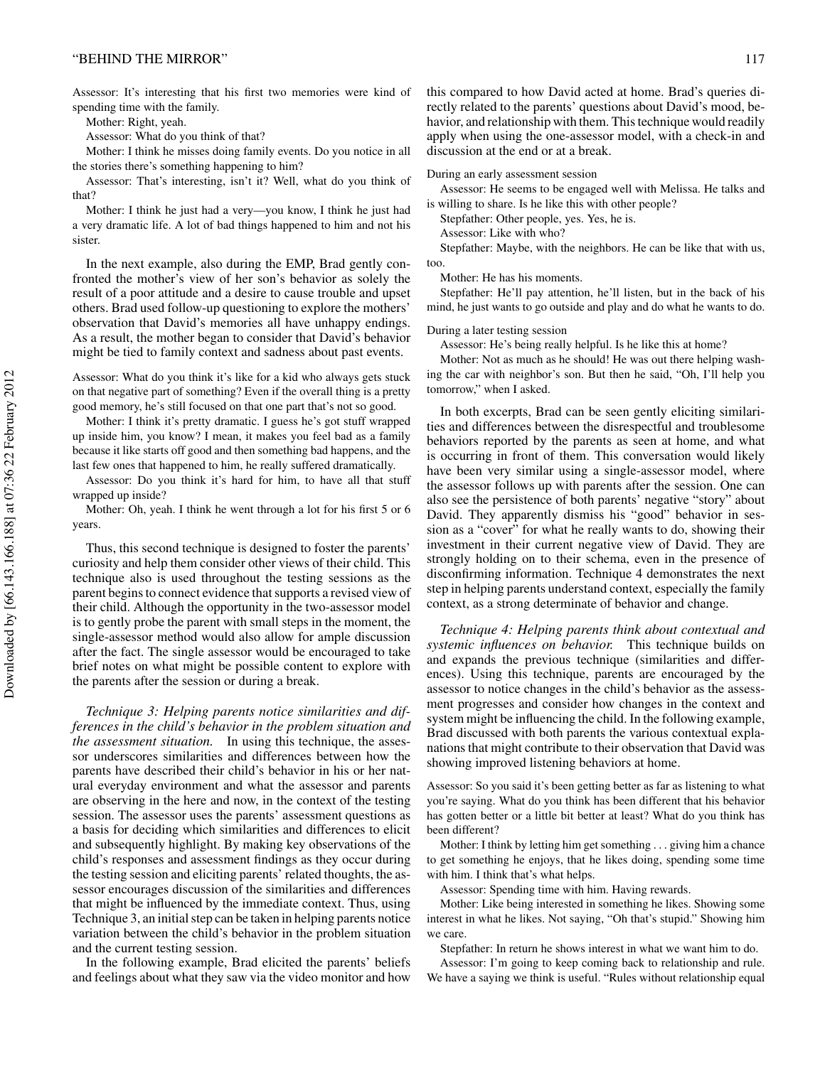Assessor: It's interesting that his first two memories were kind of spending time with the family.

Mother: Right, yeah.

Assessor: What do you think of that?

Mother: I think he misses doing family events. Do you notice in all the stories there's something happening to him?

Assessor: That's interesting, isn't it? Well, what do you think of that?

Mother: I think he just had a very—you know, I think he just had a very dramatic life. A lot of bad things happened to him and not his sister.

In the next example, also during the EMP, Brad gently confronted the mother's view of her son's behavior as solely the result of a poor attitude and a desire to cause trouble and upset others. Brad used follow-up questioning to explore the mothers' observation that David's memories all have unhappy endings. As a result, the mother began to consider that David's behavior might be tied to family context and sadness about past events.

Assessor: What do you think it's like for a kid who always gets stuck on that negative part of something? Even if the overall thing is a pretty good memory, he's still focused on that one part that's not so good.

Mother: I think it's pretty dramatic. I guess he's got stuff wrapped up inside him, you know? I mean, it makes you feel bad as a family because it like starts off good and then something bad happens, and the last few ones that happened to him, he really suffered dramatically.

Assessor: Do you think it's hard for him, to have all that stuff wrapped up inside?

Mother: Oh, yeah. I think he went through a lot for his first 5 or 6 years.

Thus, this second technique is designed to foster the parents' curiosity and help them consider other views of their child. This technique also is used throughout the testing sessions as the parent begins to connect evidence that supports a revised view of their child. Although the opportunity in the two-assessor model is to gently probe the parent with small steps in the moment, the single-assessor method would also allow for ample discussion after the fact. The single assessor would be encouraged to take brief notes on what might be possible content to explore with the parents after the session or during a break.

*Technique 3: Helping parents notice similarities and differences in the child's behavior in the problem situation and the assessment situation.* In using this technique, the assessor underscores similarities and differences between how the parents have described their child's behavior in his or her natural everyday environment and what the assessor and parents are observing in the here and now, in the context of the testing session. The assessor uses the parents' assessment questions as a basis for deciding which similarities and differences to elicit and subsequently highlight. By making key observations of the child's responses and assessment findings as they occur during the testing session and eliciting parents' related thoughts, the assessor encourages discussion of the similarities and differences that might be influenced by the immediate context. Thus, using Technique 3, an initial step can be taken in helping parents notice variation between the child's behavior in the problem situation and the current testing session.

In the following example, Brad elicited the parents' beliefs and feelings about what they saw via the video monitor and how this compared to how David acted at home. Brad's queries directly related to the parents' questions about David's mood, behavior, and relationship with them. This technique would readily apply when using the one-assessor model, with a check-in and discussion at the end or at a break.

During an early assessment session

Assessor: He seems to be engaged well with Melissa. He talks and is willing to share. Is he like this with other people?

Stepfather: Other people, yes. Yes, he is.

Assessor: Like with who?

Stepfather: Maybe, with the neighbors. He can be like that with us, too.

Mother: He has his moments.

Stepfather: He'll pay attention, he'll listen, but in the back of his mind, he just wants to go outside and play and do what he wants to do.

During a later testing session

Assessor: He's being really helpful. Is he like this at home?

Mother: Not as much as he should! He was out there helping washing the car with neighbor's son. But then he said, "Oh, I'll help you tomorrow," when I asked.

In both excerpts, Brad can be seen gently eliciting similarities and differences between the disrespectful and troublesome behaviors reported by the parents as seen at home, and what is occurring in front of them. This conversation would likely have been very similar using a single-assessor model, where the assessor follows up with parents after the session. One can also see the persistence of both parents' negative "story" about David. They apparently dismiss his "good" behavior in session as a "cover" for what he really wants to do, showing their investment in their current negative view of David. They are strongly holding on to their schema, even in the presence of disconfirming information. Technique 4 demonstrates the next step in helping parents understand context, especially the family context, as a strong determinate of behavior and change.

*Technique 4: Helping parents think about contextual and systemic influences on behavior.* This technique builds on and expands the previous technique (similarities and differences). Using this technique, parents are encouraged by the assessor to notice changes in the child's behavior as the assessment progresses and consider how changes in the context and system might be influencing the child. In the following example, Brad discussed with both parents the various contextual explanations that might contribute to their observation that David was showing improved listening behaviors at home.

Assessor: So you said it's been getting better as far as listening to what you're saying. What do you think has been different that his behavior has gotten better or a little bit better at least? What do you think has been different?

Mother: I think by letting him get something . . . giving him a chance to get something he enjoys, that he likes doing, spending some time with him. I think that's what helps.

Assessor: Spending time with him. Having rewards.

Mother: Like being interested in something he likes. Showing some interest in what he likes. Not saying, "Oh that's stupid." Showing him we care.

Stepfather: In return he shows interest in what we want him to do.

Assessor: I'm going to keep coming back to relationship and rule. We have a saying we think is useful. "Rules without relationship equal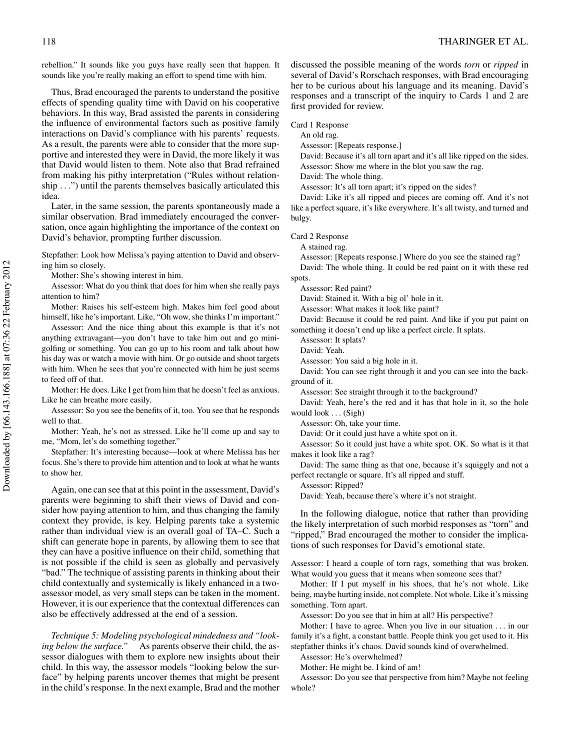rebellion." It sounds like you guys have really seen that happen. It sounds like you're really making an effort to spend time with him.

Thus, Brad encouraged the parents to understand the positive effects of spending quality time with David on his cooperative behaviors. In this way, Brad assisted the parents in considering the influence of environmental factors such as positive family interactions on David's compliance with his parents' requests. As a result, the parents were able to consider that the more supportive and interested they were in David, the more likely it was that David would listen to them. Note also that Brad refrained from making his pithy interpretation ("Rules without relationship . . .") until the parents themselves basically articulated this idea.

Later, in the same session, the parents spontaneously made a similar observation. Brad immediately encouraged the conversation, once again highlighting the importance of the context on David's behavior, prompting further discussion.

Stepfather: Look how Melissa's paying attention to David and observing him so closely.

Mother: She's showing interest in him.

Assessor: What do you think that does for him when she really pays attention to him?

Mother: Raises his self-esteem high. Makes him feel good about himself, like he's important. Like, "Oh wow, she thinks I'm important."

Assessor: And the nice thing about this example is that it's not anything extravagant—you don't have to take him out and go minigolfing or something. You can go up to his room and talk about how his day was or watch a movie with him. Or go outside and shoot targets with him. When he sees that you're connected with him he just seems to feed off of that.

Mother: He does. Like I get from him that he doesn't feel as anxious. Like he can breathe more easily.

Assessor: So you see the benefits of it, too. You see that he responds well to that.

Mother: Yeah, he's not as stressed. Like he'll come up and say to me, "Mom, let's do something together."

Stepfather: It's interesting because—look at where Melissa has her focus. She's there to provide him attention and to look at what he wants to show her.

Again, one can see that at this point in the assessment, David's parents were beginning to shift their views of David and consider how paying attention to him, and thus changing the family context they provide, is key. Helping parents take a systemic rather than individual view is an overall goal of TA–C. Such a shift can generate hope in parents, by allowing them to see that they can have a positive influence on their child, something that is not possible if the child is seen as globally and pervasively "bad." The technique of assisting parents in thinking about their child contextually and systemically is likely enhanced in a two-assessor model, as very small steps can be taken in the moment. However, it is our experience that the contextual differences can also be effectively addressed at the end of a session.

*Technique 5: Modeling psychological mindedness and "looking below the surface."* As parents observe their child, the assessor dialogues with them to explore new insights about their child. In this way, the assessor models "looking below the surface" by helping parents uncover themes that might be present in the child's response. In the next example, Brad and the mother discussed the possible meaning of the words *torn* or *ripped* in several of David's Rorschach responses, with Brad encouraging her to be curious about his language and its meaning. David's responses and a transcript of the inquiry to Cards 1 and 2 are first provided for review.

Card 1 Response

An old rag.

Assessor: [Repeats response.]

David: Because it's all torn apart and it's all like ripped on the sides.

Assessor: Show me where in the blot you saw the rag.

David: The whole thing.

Assessor: It's all torn apart; it's ripped on the sides?

David: Like it's all ripped and pieces are coming off. And it's not like a perfect square, it's like everywhere. It's all twisty, and turned and bulgy.

Card 2 Response

A stained rag.

Assessor: [Repeats response.] Where do you see the stained rag?

David: The whole thing. It could be red paint on it with these red spots.

Assessor: Red paint?

David: Stained it. With a big ol' hole in it.

Assessor: What makes it look like paint?

David: Because it could be red paint. And like if you put paint on something it doesn't end up like a perfect circle. It splats.

Assessor: It splats?

David: Yeah.

Assessor: You said a big hole in it.

David: You can see right through it and you can see into the background of it.

Assessor: See straight through it to the background?

David: Yeah, here's the red and it has that hole in it, so the hole would look . . . (Sigh)

Assessor: Oh, take your time.

David: Or it could just have a white spot on it.

Assessor: So it could just have a white spot. OK. So what is it that makes it look like a rag?

David: The same thing as that one, because it's squiggly and not a perfect rectangle or square. It's all ripped and stuff.

Assessor: Ripped?

David: Yeah, because there's where it's not straight.

In the following dialogue, notice that rather than providing the likely interpretation of such morbid responses as "torn" and "ripped," Brad encouraged the mother to consider the implications of such responses for David's emotional state.

Assessor: I heard a couple of torn rags, something that was broken. What would you guess that it means when someone sees that?

Mother: If I put myself in his shoes, that he's not whole. Like being, maybe hurting inside, not complete. Not whole. Like it's missing something. Torn apart.

Assessor: Do you see that in him at all? His perspective?

Mother: I have to agree. When you live in our situation . . . in our family it's a fight, a constant battle. People think you get used to it. His stepfather thinks it's chaos. David sounds kind of overwhelmed.

Assessor: He's overwhelmed?

Mother: He might be. I kind of am!

Assessor: Do you see that perspective from him? Maybe not feeling whole?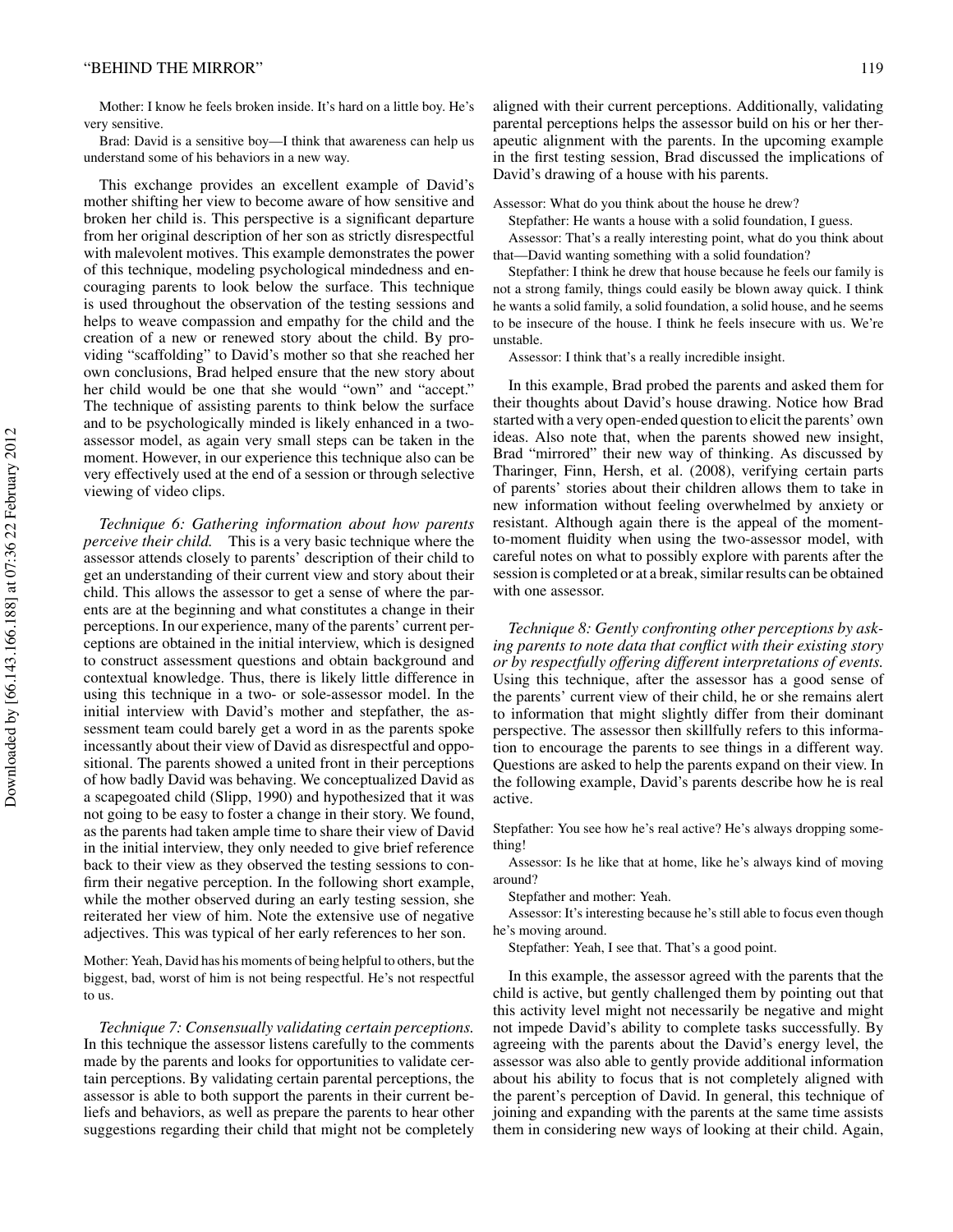Mother: I know he feels broken inside. It's hard on a little boy. He's very sensitive.

Brad: David is a sensitive boy—I think that awareness can help us understand some of his behaviors in a new way.

This exchange provides an excellent example of David's mother shifting her view to become aware of how sensitive and broken her child is. This perspective is a significant departure from her original description of her son as strictly disrespectful with malevolent motives. This example demonstrates the power of this technique, modeling psychological mindedness and encouraging parents to look below the surface. This technique is used throughout the observation of the testing sessions and helps to weave compassion and empathy for the child and the creation of a new or renewed story about the child. By providing "scaffolding" to David's mother so that she reached her own conclusions, Brad helped ensure that the new story about her child would be one that she would "own" and "accept." The technique of assisting parents to think below the surface and to be psychologically minded is likely enhanced in a two-assessor model, as again very small steps can be taken in the moment. However, in our experience this technique also can be very effectively used at the end of a session or through selective viewing of video clips.

*Technique 6: Gathering information about how parents perceive their child.* This is a very basic technique where the assessor attends closely to parents' description of their child to get an understanding of their current view and story about their child. This allows the assessor to get a sense of where the parents are at the beginning and what constitutes a change in their perceptions. In our experience, many of the parents' current perceptions are obtained in the initial interview, which is designed to construct assessment questions and obtain background and contextual knowledge. Thus, there is likely little difference in using this technique in a two- or sole-assessor model. In the initial interview with David's mother and stepfather, the assessment team could barely get a word in as the parents spoke incessantly about their view of David as disrespectful and oppositional. The parents showed a united front in their perceptions of how badly David was behaving. We conceptualized David as a scapegoated child (Slipp, 1990) and hypothesized that it was not going to be easy to foster a change in their story. We found, as the parents had taken ample time to share their view of David in the initial interview, they only needed to give brief reference back to their view as they observed the testing sessions to confirm their negative perception. In the following short example, while the mother observed during an early testing session, she reiterated her view of him. Note the extensive use of negative adjectives. This was typical of her early references to her son.

Mother: Yeah, David has his moments of being helpful to others, but the biggest, bad, worst of him is not being respectful. He's not respectful to us.

*Technique 7: Consensually validating certain perceptions.* In this technique the assessor listens carefully to the comments made by the parents and looks for opportunities to validate certain perceptions. By validating certain parental perceptions, the assessor is able to both support the parents in their current beliefs and behaviors, as well as prepare the parents to hear other suggestions regarding their child that might not be completely aligned with their current perceptions. Additionally, validating parental perceptions helps the assessor build on his or her therapeutic alignment with the parents. In the upcoming example in the first testing session, Brad discussed the implications of David's drawing of a house with his parents.

Assessor: What do you think about the house he drew?

Stepfather: He wants a house with a solid foundation, I guess.

Assessor: That's a really interesting point, what do you think about that—David wanting something with a solid foundation?

Stepfather: I think he drew that house because he feels our family is not a strong family, things could easily be blown away quick. I think he wants a solid family, a solid foundation, a solid house, and he seems to be insecure of the house. I think he feels insecure with us. We're unstable.

Assessor: I think that's a really incredible insight.

In this example, Brad probed the parents and asked them for their thoughts about David's house drawing. Notice how Brad started with a very open-ended question to elicit the parents' own ideas. Also note that, when the parents showed new insight, Brad "mirrored" their new way of thinking. As discussed by Tharinger, Finn, Hersh, et al. (2008), verifying certain parts of parents' stories about their children allows them to take in new information without feeling overwhelmed by anxiety or resistant. Although again there is the appeal of the moment-to-moment fluidity when using the two-assessor model, with careful notes on what to possibly explore with parents after the session is completed or at a break, similar results can be obtained with one assessor.

*Technique 8: Gently confronting other perceptions by asking parents to note data that conflict with their existing story or by respectfully offering different interpretations of events.* Using this technique, after the assessor has a good sense of the parents' current view of their child, he or she remains alert to information that might slightly differ from their dominant perspective. The assessor then skillfully refers to this information to encourage the parents to see things in a different way. Questions are asked to help the parents expand on their view. In the following example, David's parents describe how he is real active.

Stepfather: You see how he's real active? He's always dropping something!

Assessor: Is he like that at home, like he's always kind of moving around?

Stepfather and mother: Yeah.

Assessor: It's interesting because he's still able to focus even though he's moving around.

Stepfather: Yeah, I see that. That's a good point.

In this example, the assessor agreed with the parents that the child is active, but gently challenged them by pointing out that this activity level might not necessarily be negative and might not impede David's ability to complete tasks successfully. By agreeing with the parents about the David's energy level, the assessor was also able to gently provide additional information about his ability to focus that is not completely aligned with the parent's perception of David. In general, this technique of joining and expanding with the parents at the same time assists them in considering new ways of looking at their child. Again,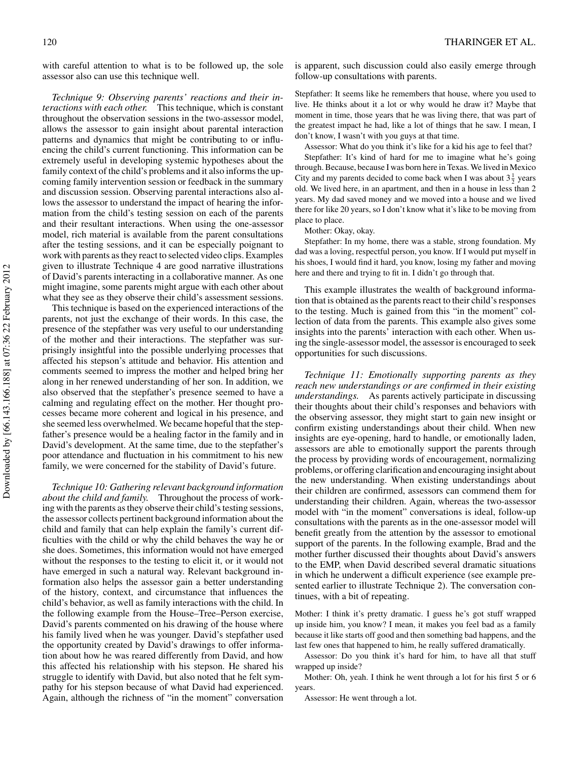with careful attention to what is to be followed up, the sole assessor also can use this technique well.

*Technique 9: Observing parents' reactions and their interactions with each other.* This technique, which is constant throughout the observation sessions in the two-assessor model, allows the assessor to gain insight about parental interaction patterns and dynamics that might be contributing to or influencing the child's current functioning. This information can be extremely useful in developing systemic hypotheses about the family context of the child's problems and it also informs the upcoming family intervention session or feedback in the summary and discussion session. Observing parental interactions also allows the assessor to understand the impact of hearing the information from the child's testing session on each of the parents and their resultant interactions. When using the one-assessor model, rich material is available from the parent consultations after the testing sessions, and it can be especially poignant to work with parents as they react to selected video clips. Examples given to illustrate Technique 4 are good narrative illustrations of David's parents interacting in a collaborative manner. As one might imagine, some parents might argue with each other about what they see as they observe their child's assessment sessions.

This technique is based on the experienced interactions of the parents, not just the exchange of their words. In this case, the presence of the stepfather was very useful to our understanding of the mother and their interactions. The stepfather was surprisingly insightful into the possible underlying processes that affected his stepson's attitude and behavior. His attention and comments seemed to impress the mother and helped bring her along in her renewed understanding of her son. In addition, we also observed that the stepfather's presence seemed to have a calming and regulating effect on the mother. Her thought processes became more coherent and logical in his presence, and she seemed less overwhelmed. We became hopeful that the stepfather's presence would be a healing factor in the family and in David's development. At the same time, due to the stepfather's poor attendance and fluctuation in his commitment to his new family, we were concerned for the stability of David's future.

*Technique 10: Gathering relevant background information about the child and family.* Throughout the process of working with the parents as they observe their child's testing sessions, the assessor collects pertinent background information about the child and family that can help explain the family's current difficulties with the child or why the child behaves the way he or she does. Sometimes, this information would not have emerged without the responses to the testing to elicit it, or it would not have emerged in such a natural way. Relevant background information also helps the assessor gain a better understanding of the history, context, and circumstance that influences the child's behavior, as well as family interactions with the child. In the following example from the House–Tree–Person exercise, David's parents commented on his drawing of the house where his family lived when he was younger. David's stepfather used the opportunity created by David's drawings to offer information about how he was reared differently from David, and how this affected his relationship with his stepson. He shared his struggle to identify with David, but also noted that he felt sympathy for his stepson because of what David had experienced. Again, although the richness of "in the moment" conversation is apparent, such discussion could also easily emerge through follow-up consultations with parents.

Stepfather: It seems like he remembers that house, where you used to live. He thinks about it a lot or why would he draw it? Maybe that moment in time, those years that he was living there, that was part of the greatest impact he had, like a lot of things that he saw. I mean, I don't know, I wasn't with you guys at that time.

Assessor: What do you think it's like for a kid his age to feel that?

Stepfather: It's kind of hard for me to imagine what he's going through. Because, because I was born here in Texas. We lived in Mexico City and my parents decided to come back when I was about $3\frac{1}{2}$ years old. We lived here, in an apartment, and then in a house in less than 2 years. My dad saved money and we moved into a house and we lived there for like 20 years, so I don't know what it's like to be moving from place to place.

Mother: Okay, okay.

Stepfather: In my home, there was a stable, strong foundation. My dad was a loving, respectful person, you know. If I would put myself in his shoes, I would find it hard, you know, losing my father and moving here and there and trying to fit in. I didn't go through that.

This example illustrates the wealth of background information that is obtained as the parents react to their child's responses to the testing. Much is gained from this "in the moment" collection of data from the parents. This example also gives some insights into the parents' interaction with each other. When using the single-assessor model, the assessor is encouraged to seek opportunities for such discussions.

*Technique 11: Emotionally supporting parents as they reach new understandings or are confirmed in their existing understandings.* As parents actively participate in discussing their thoughts about their child's responses and behaviors with the observing assessor, they might start to gain new insight or confirm existing understandings about their child. When new insights are eye-opening, hard to handle, or emotionally laden, assessors are able to emotionally support the parents through the process by providing words of encouragement, normalizing problems, or offering clarification and encouraging insight about the new understanding. When existing understandings about their children are confirmed, assessors can commend them for understanding their children. Again, whereas the two-assessor model with "in the moment" conversations is ideal, follow-up consultations with the parents as in the one-assessor model will benefit greatly from the attention by the assessor to emotional support of the parents. In the following example, Brad and the mother further discussed their thoughts about David's answers to the EMP, when David described several dramatic situations in which he underwent a difficult experience (see example presented earlier to illustrate Technique 2). The conversation continues, with a bit of repeating.

Mother: I think it's pretty dramatic. I guess he's got stuff wrapped up inside him, you know? I mean, it makes you feel bad as a family because it like starts off good and then something bad happens, and the last few ones that happened to him, he really suffered dramatically.

Assessor: Do you think it's hard for him, to have all that stuff wrapped up inside?

Mother: Oh, yeah. I think he went through a lot for his first 5 or 6 years.

Assessor: He went through a lot.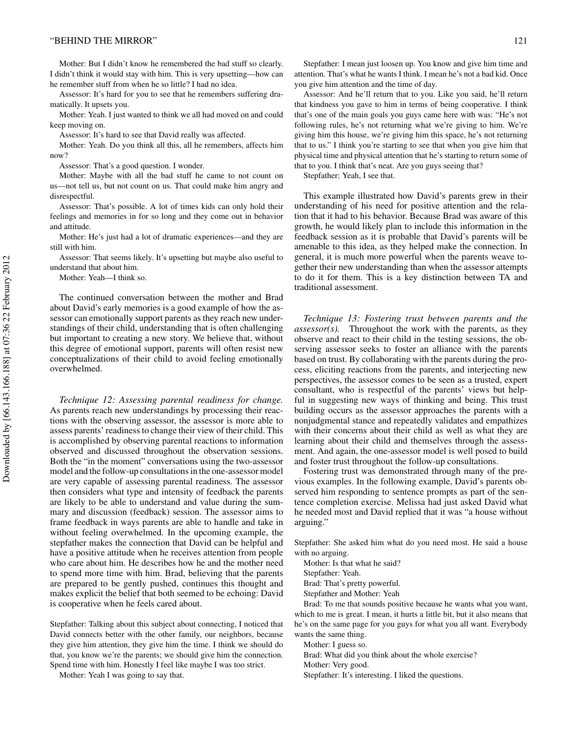Mother: But I didn't know he remembered the bad stuff so clearly. I didn't think it would stay with him. This is very upsetting—how can he remember stuff from when he so little? I had no idea.

Assessor: It's hard for you to see that he remembers suffering dramatically. It upsets you.

Mother: Yeah. I just wanted to think we all had moved on and could keep moving on.

Assessor: It's hard to see that David really was affected.

Mother: Yeah. Do you think all this, all he remembers, affects him now?

Assessor: That's a good question. I wonder.

Mother: Maybe with all the bad stuff he came to not count on us—not tell us, but not count on us. That could make him angry and disrespectful.

Assessor: That's possible. A lot of times kids can only hold their feelings and memories in for so long and they come out in behavior and attitude.

Mother: He's just had a lot of dramatic experiences—and they are still with him.

Assessor: That seems likely. It's upsetting but maybe also useful to understand that about him.

Mother: Yeah—I think so.

The continued conversation between the mother and Brad about David's early memories is a good example of how the assessor can emotionally support parents as they reach new understandings of their child, understanding that is often challenging but important to creating a new story. We believe that, without this degree of emotional support, parents will often resist new conceptualizations of their child to avoid feeling emotionally overwhelmed.

*Technique 12: Assessing parental readiness for change.* As parents reach new understandings by processing their reactions with the observing assessor, the assessor is more able to assess parents' readiness to change their view of their child. This is accomplished by observing parental reactions to information observed and discussed throughout the observation sessions. Both the "in the moment" conversations using the two-assessor model and the follow-up consultations in the one-assessor model are very capable of assessing parental readiness. The assessor then considers what type and intensity of feedback the parents are likely to be able to understand and value during the summary and discussion (feedback) session. The assessor aims to frame feedback in ways parents are able to handle and take in without feeling overwhelmed. In the upcoming example, the stepfather makes the connection that David can be helpful and have a positive attitude when he receives attention from people who care about him. He describes how he and the mother need to spend more time with him. Brad, believing that the parents are prepared to be gently pushed, continues this thought and makes explicit the belief that both seemed to be echoing: David is cooperative when he feels cared about.

Stepfather: Talking about this subject about connecting, I noticed that David connects better with the other family, our neighbors, because they give him attention, they give him the time. I think we should do that, you know we're the parents; we should give him the connection. Spend time with him. Honestly I feel like maybe I was too strict.

Mother: Yeah I was going to say that.

Stepfather: I mean just loosen up. You know and give him time and attention. That's what he wants I think. I mean he's not a bad kid. Once you give him attention and the time of day.

Assessor: And he'll return that to you. Like you said, he'll return that kindness you gave to him in terms of being cooperative. I think that's one of the main goals you guys came here with was: "He's not following rules, he's not returning what we're giving to him. We're giving him this house, we're giving him this space, he's not returning that to us." I think you're starting to see that when you give him that physical time and physical attention that he's starting to return some of that to you. I think that's neat. Are you guys seeing that?

Stepfather: Yeah, I see that.

This example illustrated how David's parents grew in their understanding of his need for positive attention and the relation that it had to his behavior. Because Brad was aware of this growth, he would likely plan to include this information in the feedback session as it is probable that David's parents will be amenable to this idea, as they helped make the connection. In general, it is much more powerful when the parents weave together their new understanding than when the assessor attempts to do it for them. This is a key distinction between TA and traditional assessment.

*Technique 13: Fostering trust between parents and the assessor(s).* Throughout the work with the parents, as they observe and react to their child in the testing sessions, the observing assessor seeks to foster an alliance with the parents based on trust. By collaborating with the parents during the process, eliciting reactions from the parents, and interjecting new perspectives, the assessor comes to be seen as a trusted, expert consultant, who is respectful of the parents' views but helpful in suggesting new ways of thinking and being. This trust building occurs as the assessor approaches the parents with a nonjudgmental stance and repeatedly validates and empathizes with their concerns about their child as well as what they are learning about their child and themselves through the assessment. And again, the one-assessor model is well posed to build and foster trust throughout the follow-up consultations.

Fostering trust was demonstrated through many of the previous examples. In the following example, David's parents observed him responding to sentence prompts as part of the sentence completion exercise. Melissa had just asked David what he needed most and David replied that it was "a house without arguing."

Stepfather: She asked him what do you need most. He said a house with no arguing.

Mother: Is that what he said?

Stepfather: Yeah.

Brad: That's pretty powerful.

Stepfather and Mother: Yeah

Brad: To me that sounds positive because he wants what you want, which to me is great. I mean, it hurts a little bit, but it also means that he's on the same page for you guys for what you all want. Everybody wants the same thing.

Mother: I guess so.

Brad: What did you think about the whole exercise?

Mother: Very good.

Stepfather: It's interesting. I liked the questions.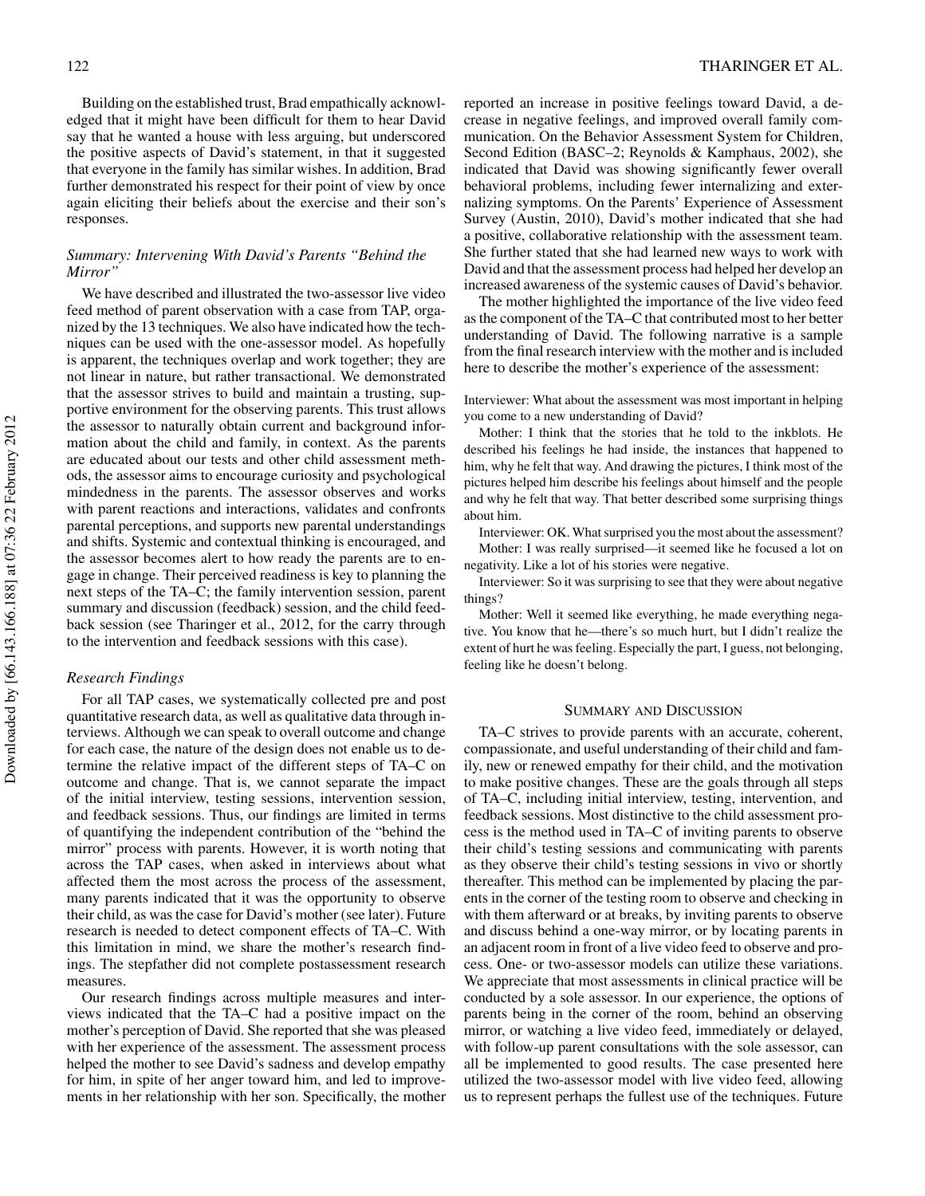Building on the established trust, Brad empathically acknowledged that it might have been difficult for them to hear David say that he wanted a house with less arguing, but underscored the positive aspects of David's statement, in that it suggested that everyone in the family has similar wishes. In addition, Brad further demonstrated his respect for their point of view by once again eliciting their beliefs about the exercise and their son's responses.

### *Summary: Intervening With David's Parents "Behind the Mirror"*

We have described and illustrated the two-assessor live video feed method of parent observation with a case from TAP, organized by the 13 techniques. We also have indicated how the techniques can be used with the one-assessor model. As hopefully is apparent, the techniques overlap and work together; they are not linear in nature, but rather transactional. We demonstrated that the assessor strives to build and maintain a trusting, supportive environment for the observing parents. This trust allows the assessor to naturally obtain current and background information about the child and family, in context. As the parents are educated about our tests and other child assessment methods, the assessor aims to encourage curiosity and psychological mindedness in the parents. The assessor observes and works with parent reactions and interactions, validates and confronts parental perceptions, and supports new parental understandings and shifts. Systemic and contextual thinking is encouraged, and the assessor becomes alert to how ready the parents are to engage in change. Their perceived readiness is key to planning the next steps of the TA–C; the family intervention session, parent summary and discussion (feedback) session, and the child feedback session (see Tharinger et al., 2012, for the carry through to the intervention and feedback sessions with this case).

### *Research Findings*

For all TAP cases, we systematically collected pre and post quantitative research data, as well as qualitative data through interviews. Although we can speak to overall outcome and change for each case, the nature of the design does not enable us to determine the relative impact of the different steps of TA–C on outcome and change. That is, we cannot separate the impact of the initial interview, testing sessions, intervention session, and feedback sessions. Thus, our findings are limited in terms of quantifying the independent contribution of the "behind the mirror" process with parents. However, it is worth noting that across the TAP cases, when asked in interviews about what affected them the most across the process of the assessment, many parents indicated that it was the opportunity to observe their child, as was the case for David's mother (see later). Future research is needed to detect component effects of TA–C. With this limitation in mind, we share the mother's research findings. The stepfather did not complete postassessment research measures.

Our research findings across multiple measures and interviews indicated that the TA–C had a positive impact on the mother's perception of David. She reported that she was pleased with her experience of the assessment. The assessment process helped the mother to see David's sadness and develop empathy for him, in spite of her anger toward him, and led to improvements in her relationship with her son. Specifically, the mother reported an increase in positive feelings toward David, a decrease in negative feelings, and improved overall family communication. On the Behavior Assessment System for Children, Second Edition (BASC–2; Reynolds & Kamphaus, 2002), she indicated that David was showing significantly fewer overall behavioral problems, including fewer internalizing and externalizing symptoms. On the Parents' Experience of Assessment Survey (Austin, 2010), David's mother indicated that she had a positive, collaborative relationship with the assessment team. She further stated that she had learned new ways to work with David and that the assessment process had helped her develop an increased awareness of the systemic causes of David's behavior.

The mother highlighted the importance of the live video feed as the component of the TA–C that contributed most to her better understanding of David. The following narrative is a sample from the final research interview with the mother and is included here to describe the mother's experience of the assessment:

Interviewer: What about the assessment was most important in helping you come to a new understanding of David?

Mother: I think that the stories that he told to the inkblots. He described his feelings he had inside, the instances that happened to him, why he felt that way. And drawing the pictures, I think most of the pictures helped him describe his feelings about himself and the people and why he felt that way. That better described some surprising things about him.

Interviewer: OK. What surprised you the most about the assessment?

Mother: I was really surprised—it seemed like he focused a lot on negativity. Like a lot of his stories were negative.

Interviewer: So it was surprising to see that they were about negative things?

Mother: Well it seemed like everything, he made everything negative. You know that he—there's so much hurt, but I didn't realize the extent of hurt he was feeling. Especially the part, I guess, not belonging, feeling like he doesn't belong.

## Summary and Discussion

TA–C strives to provide parents with an accurate, coherent, compassionate, and useful understanding of their child and family, new or renewed empathy for their child, and the motivation to make positive changes. These are the goals through all steps of TA–C, including initial interview, testing, intervention, and feedback sessions. Most distinctive to the child assessment process is the method used in TA–C of inviting parents to observe their child's testing sessions and communicating with parents as they observe their child's testing sessions in vivo or shortly thereafter. This method can be implemented by placing the parents in the corner of the testing room to observe and checking in with them afterward or at breaks, by inviting parents to observe and discuss behind a one-way mirror, or by locating parents in an adjacent room in front of a live video feed to observe and process. One- or two-assessor models can utilize these variations. We appreciate that most assessments in clinical practice will be conducted by a sole assessor. In our experience, the options of parents being in the corner of the room, behind an observing mirror, or watching a live video feed, immediately or delayed, with follow-up parent consultations with the sole assessor, can all be implemented to good results. The case presented here utilized the two-assessor model with live video feed, allowing us to represent perhaps the fullest use of the techniques. Future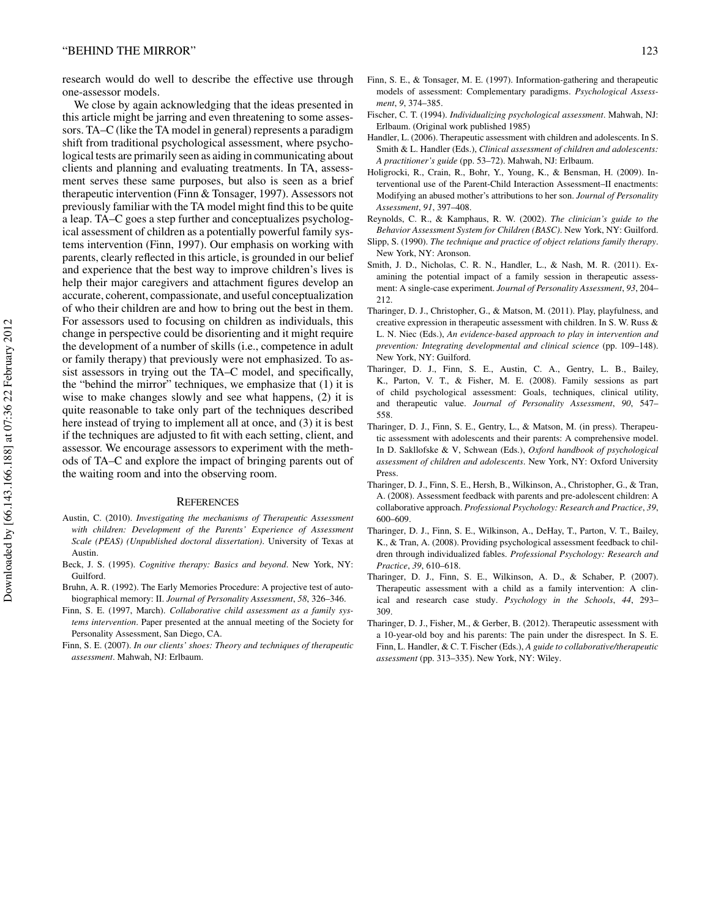research would do well to describe the effective use through one-assessor models.

We close by again acknowledging that the ideas presented in this article might be jarring and even threatening to some assessors. TA–C (like the TA model in general) represents a paradigm shift from traditional psychological assessment, where psychological tests are primarily seen as aiding in communicating about clients and planning and evaluating treatments. In TA, assessment serves these same purposes, but also is seen as a brief therapeutic intervention (Finn & Tonsager, 1997). Assessors not previously familiar with the TA model might find this to be quite a leap. TA–C goes a step further and conceptualizes psychological assessment of children as a potentially powerful family systems intervention (Finn, 1997). Our emphasis on working with parents, clearly reflected in this article, is grounded in our belief and experience that the best way to improve children's lives is help their major caregivers and attachment figures develop an accurate, coherent, compassionate, and useful conceptualization of who their children are and how to bring out the best in them. For assessors used to focusing on children as individuals, this change in perspective could be disorienting and it might require the development of a number of skills (i.e., competence in adult or family therapy) that previously were not emphasized. To assist assessors in trying out the TA–C model, and specifically, the "behind the mirror" techniques, we emphasize that (1) it is wise to make changes slowly and see what happens, (2) it is quite reasonable to take only part of the techniques described here instead of trying to implement all at once, and (3) it is best if the techniques are adjusted to fit with each setting, client, and assessor. We encourage assessors to experiment with the methods of TA–C and explore the impact of bringing parents out of the waiting room and into the observing room.

## References

Austin, C. (2010). *Investigating the mechanisms of Therapeutic Assessment with children: Development of the Parents' Experience of Assessment Scale (PEAS) (Unpublished doctoral dissertation)*. University of Texas at Austin.

Beck, J. S. (1995). *Cognitive therapy: Basics and beyond*. New York, NY: Guilford.

Bruhn, A. R. (1992). The Early Memories Procedure: A projective test of autobiographical memory: II. *Journal of Personality Assessment*, *58*, 326–346.

Finn, S. E. (1997, March). *Collaborative child assessment as a family systems intervention*. Paper presented at the annual meeting of the Society for Personality Assessment, San Diego, CA.

Finn, S. E. (2007). *In our clients' shoes: Theory and techniques of therapeutic assessment*. Mahwah, NJ: Erlbaum.

Finn, S. E., & Tonsager, M. E. (1997). Information-gathering and therapeutic models of assessment: Complementary paradigms. *Psychological Assessment*, *9*, 374–385.

Fischer, C. T. (1994). *Individualizing psychological assessment*. Mahwah, NJ: Erlbaum. (Original work published 1985)

Handler, L. (2006). Therapeutic assessment with children and adolescents. In S. Smith & L. Handler (Eds.), *Clinical assessment of children and adolescents: A practitioner's guide* (pp. 53–72). Mahwah, NJ: Erlbaum.

Holigrocki, R., Crain, R., Bohr, Y., Young, K., & Bensman, H. (2009). Interventional use of the Parent-Child Interaction Assessment–II enactments: Modifying an abused mother's attributions to her son. *Journal of Personality Assessment*, *91*, 397–408.

Reynolds, C. R., & Kamphaus, R. W. (2002). *The clinician's guide to the Behavior Assessment System for Children (BASC)*. New York, NY: Guilford.

Slipp, S. (1990). *The technique and practice of object relations family therapy*. New York, NY: Aronson.

Smith, J. D., Nicholas, C. R. N., Handler, L., & Nash, M. R. (2011). Examining the potential impact of a family session in therapeutic assessment: A single-case experiment. *Journal of Personality Assessment*, *93*, 204–212.

Tharinger, D. J., Christopher, G., & Matson, M. (2011). Play, playfulness, and creative expression in therapeutic assessment with children. In S. W. Russ & L. N. Niec (Eds.), *An evidence-based approach to play in intervention and prevention: Integrating developmental and clinical science* (pp. 109–148). New York, NY: Guilford.

Tharinger, D. J., Finn, S. E., Austin, C. A., Gentry, L. B., Bailey, K., Parton, V. T., & Fisher, M. E. (2008). Family sessions as part of child psychological assessment: Goals, techniques, clinical utility, and therapeutic value. *Journal of Personality Assessment*, *90*, 547–558.

Tharinger, D. J., Finn, S. E., Gentry, L., & Matson, M. (in press). Therapeutic assessment with adolescents and their parents: A comprehensive model. In D. Sakllofske & V, Schwean (Eds.), *Oxford handbook of psychological assessment of children and adolescents*. New York, NY: Oxford University Press.

Tharinger, D. J., Finn, S. E., Hersh, B., Wilkinson, A., Christopher, G., & Tran, A. (2008). Assessment feedback with parents and pre-adolescent children: A collaborative approach. *Professional Psychology: Research and Practice*, *39*, 600–609.

Tharinger, D. J., Finn, S. E., Wilkinson, A., DeHay, T., Parton, V. T., Bailey, K., & Tran, A. (2008). Providing psychological assessment feedback to children through individualized fables. *Professional Psychology: Research and Practice*, *39*, 610–618.

Tharinger, D. J., Finn, S. E., Wilkinson, A. D., & Schaber, P. (2007). Therapeutic assessment with a child as a family intervention: A clinical and research case study. *Psychology in the Schools*, *44*, 293–309.

Tharinger, D. J., Fisher, M., & Gerber, B. (2012). Therapeutic assessment with a 10-year-old boy and his parents: The pain under the disrespect. In S. E. Finn, L. Handler, & C. T. Fischer (Eds.), *A guide to collaborative/therapeutic assessment* (pp. 313–335). New York, NY: Wiley.